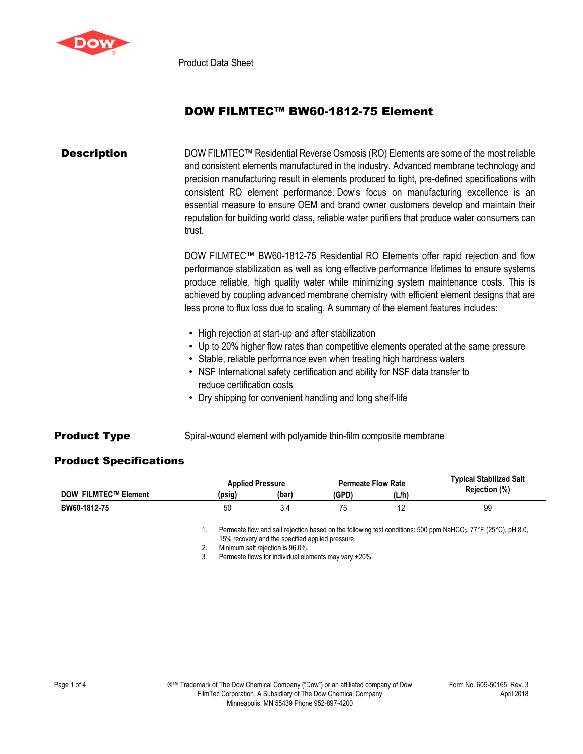Product Data Sheet

# DOW FILMTEC™ BW60-1812-75 Element

## Description

DOW FILMTEC™ Residential Reverse Osmosis (RO) Elements are some of the most reliable and consistent elements manufactured in the industry. Advanced membrane technology and precision manufacturing result in elements produced to tight, pre-defined specifications with consistent RO element performance. Dow's focus on manufacturing excellence is an essential measure to ensure OEM and brand owner customers develop and maintain their reputation for building world class, reliable water purifiers that produce water consumers can trust.

DOW FILMTEC™ BW60-1812-75 Residential RO Elements offer rapid rejection and flow performance stabilization as well as long effective performance lifetimes to ensure systems produce reliable, high quality water while minimizing system maintenance costs. This is achieved by coupling advanced membrane chemistry with efficient element designs that are less prone to flux loss due to scaling. A summary of the element features includes:

- High rejection at start-up and after stabilization
- Up to 20% higher flow rates than competitive elements operated at the same pressure
- Stable, reliable performance even when treating high hardness waters
- NSF International safety certification and ability for NSF data transfer to reduce certification costs
- Dry shipping for convenient handling and long shelf-life

## Product Type

Spiral-wound element with polyamide thin-film composite membrane

## Product Specifications

| DOW FILMTEC™ Element | Applied Pressure (psig) | Applied Pressure (bar) | Permeate Flow Rate (GPD) | Permeate Flow Rate (L/h) | Typical Stabilized Salt Rejection (%) |
|---|---|---|---|---|---|
| BW60-1812-75 | 50 | 3.4 | 75 | 12 | 99 |

1. Permeate flow and salt rejection based on the following test conditions: 500 ppm $NaHCO_3$, 77°F (25°C), pH 8.0, 15% recovery and the specified applied pressure.
2. Minimum salt rejection is 96.0%.
3. Permeate flows for individual elements may vary ±20%.

®™ Trademark of The Dow Chemical Company ("Dow") or an affiliated company of Dow
FilmTec Corporation, A Subsidiary of The Dow Chemical Company
Minneapolis, MN 55439 Phone 952-897-4200

Form No. 609-50165, Rev. 3
April 2018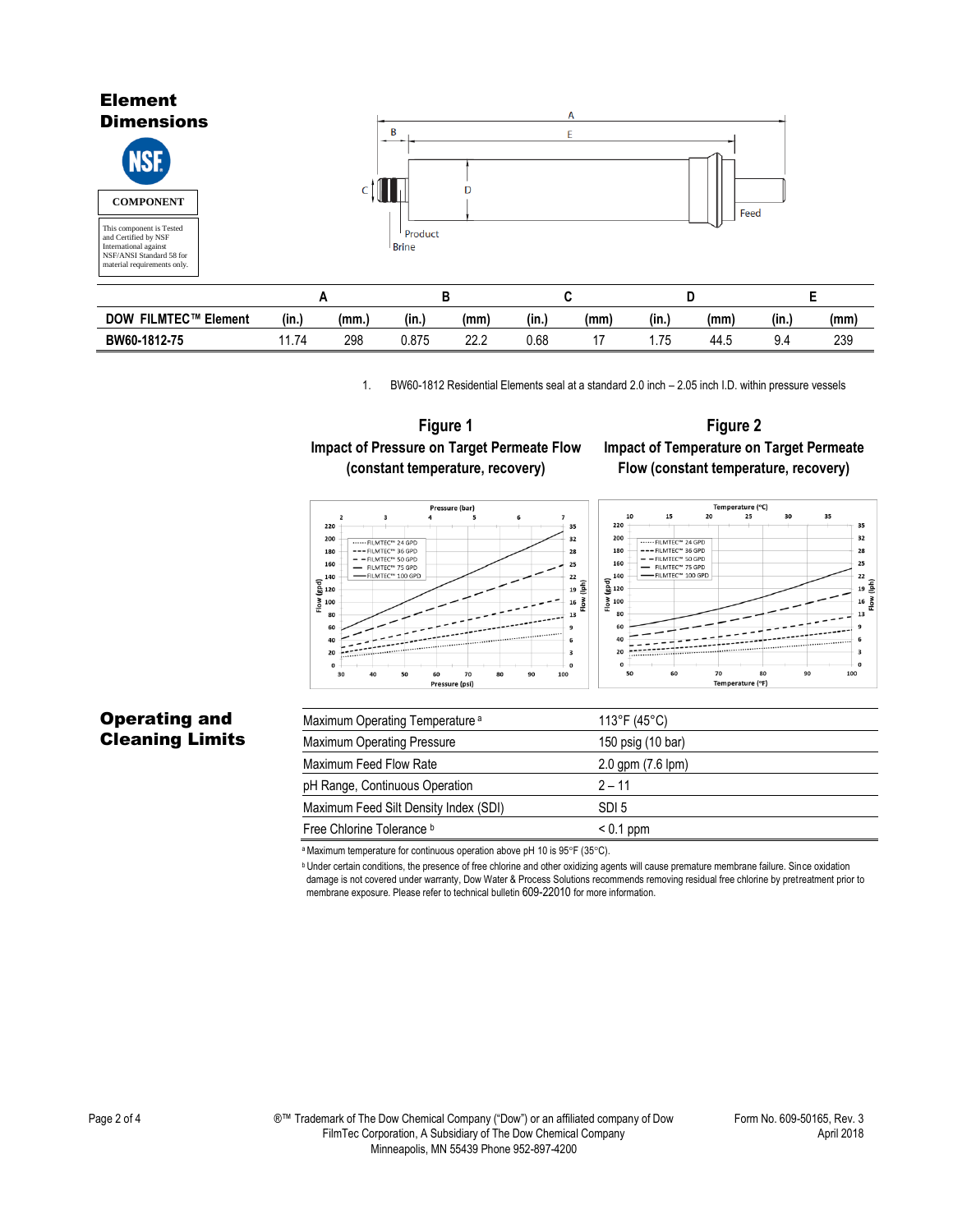## Element Dimensions

COMPONENT

This component is Tested and Certified by NSF International against NSF/ANSI Standard 58 for material requirements only.

| | A | | B | | C | | D | | E | |
|---|---|---|---|---|---|---|---|---|---|---|
| DOW FILMTEC™ Element | (in.) | (mm.) | (in.) | (mm) | (in.) | (mm) | (in.) | (mm) | (in.) | (mm) |
| BW60-1812-75 | 11.74 | 298 | 0.875 | 22.2 | 0.68 | 17 | 1.75 | 44.5 | 9.4 | 239 |

1. BW60-1812 Residential Elements seal at a standard 2.0 inch – 2.05 inch I.D. within pressure vessels

**Figure 1**
**Impact of Pressure on Target Permeate Flow (constant temperature, recovery)**

**Figure 2**
**Impact of Temperature on Target Permeate Flow (constant temperature, recovery)**

## Operating and Cleaning Limits

| | |
|---|---|
| Maximum Operating Temperature [a] | 113°F (45°C) |
| Maximum Operating Pressure | 150 psig (10 bar) |
| Maximum Feed Flow Rate | 2.0 gpm (7.6 lpm) |
| pH Range, Continuous Operation | 2 – 11 |
| Maximum Feed Silt Density Index (SDI) | SDI 5 |
| Free Chlorine Tolerance [b] | < 0.1 ppm |

[a] Maximum temperature for continuous operation above pH 10 is 95°F (35°C).

[b] Under certain conditions, the presence of free chlorine and other oxidizing agents will cause premature membrane failure. Since oxidation damage is not covered under warranty, Dow Water & Process Solutions recommends removing residual free chlorine by pretreatment prior to membrane exposure. Please refer to technical bulletin 609-22010 for more information.

®™ Trademark of The Dow Chemical Company ("Dow") or an affiliated company of Dow
FilmTec Corporation, A Subsidiary of The Dow Chemical Company
Minneapolis, MN 55439 Phone 952-897-4200

Form No. 609-50165, Rev. 3
April 2018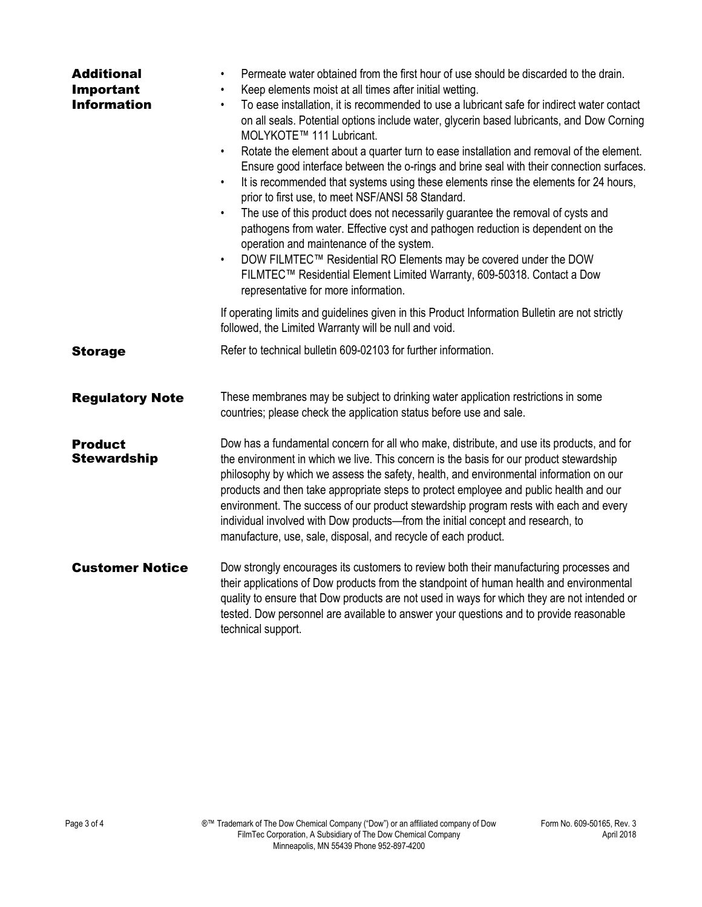## Additional Important Information

- Permeate water obtained from the first hour of use should be discarded to the drain.
- Keep elements moist at all times after initial wetting.
- To ease installation, it is recommended to use a lubricant safe for indirect water contact on all seals. Potential options include water, glycerin based lubricants, and Dow Corning MOLYKOTE™ 111 Lubricant.
- Rotate the element about a quarter turn to ease installation and removal of the element. Ensure good interface between the o-rings and brine seal with their connection surfaces.
- It is recommended that systems using these elements rinse the elements for 24 hours, prior to first use, to meet NSF/ANSI 58 Standard.
- The use of this product does not necessarily guarantee the removal of cysts and pathogens from water. Effective cyst and pathogen reduction is dependent on the operation and maintenance of the system.
- DOW FILMTEC™ Residential RO Elements may be covered under the DOW FILMTEC™ Residential Element Limited Warranty, 609-50318. Contact a Dow representative for more information.

If operating limits and guidelines given in this Product Information Bulletin are not strictly followed, the Limited Warranty will be null and void.

## Storage

Refer to technical bulletin 609-02103 for further information.

## Regulatory Note

These membranes may be subject to drinking water application restrictions in some countries; please check the application status before use and sale.

## Product Stewardship

Dow has a fundamental concern for all who make, distribute, and use its products, and for the environment in which we live. This concern is the basis for our product stewardship philosophy by which we assess the safety, health, and environmental information on our products and then take appropriate steps to protect employee and public health and our environment. The success of our product stewardship program rests with each and every individual involved with Dow products—from the initial concept and research, to manufacture, use, sale, disposal, and recycle of each product.

## Customer Notice

Dow strongly encourages its customers to review both their manufacturing processes and their applications of Dow products from the standpoint of human health and environmental quality to ensure that Dow products are not used in ways for which they are not intended or tested. Dow personnel are available to answer your questions and to provide reasonable technical support.

®™ Trademark of The Dow Chemical Company ("Dow") or an affiliated company of Dow
FilmTec Corporation, A Subsidiary of The Dow Chemical Company
Minneapolis, MN 55439 Phone 952-897-4200

Form No. 609-50165, Rev. 3
April 2018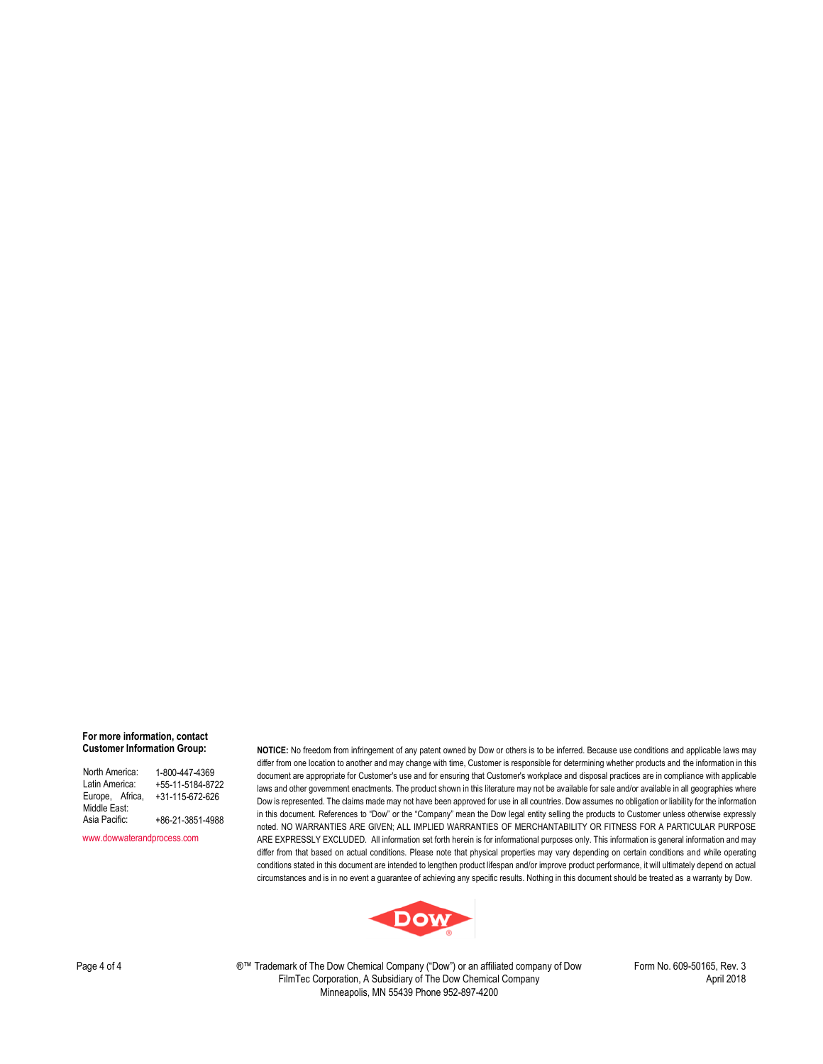**For more information, contact Customer Information Group:**

| | |
|---|---|
| North America: | 1-800-447-4369 |
| Latin America: | +55-11-5184-8722 |
| Europe, Africa, Middle East: | +31-115-672-626 |
| Asia Pacific: | +86-21-3851-4988 |

www.dowwaterandprocess.com

**NOTICE:** No freedom from infringement of any patent owned by Dow or others is to be inferred. Because use conditions and applicable laws may differ from one location to another and may change with time, Customer is responsible for determining whether products and the information in this document are appropriate for Customer's use and for ensuring that Customer's workplace and disposal practices are in compliance with applicable laws and other government enactments. The product shown in this literature may not be available for sale and/or available in all geographies where Dow is represented. The claims made may not have been approved for use in all countries. Dow assumes no obligation or liability for the information in this document. References to "Dow" or the "Company" mean the Dow legal entity selling the products to Customer unless otherwise expressly noted. NO WARRANTIES ARE GIVEN; ALL IMPLIED WARRANTIES OF MERCHANTABILITY OR FITNESS FOR A PARTICULAR PURPOSE ARE EXPRESSLY EXCLUDED. All information set forth herein is for informational purposes only. This information is general information and may differ from that based on actual conditions. Please note that physical properties may vary depending on certain conditions and while operating conditions stated in this document are intended to lengthen product lifespan and/or improve product performance, it will ultimately depend on actual circumstances and is in no event a guarantee of achieving any specific results. Nothing in this document should be treated as a warranty by Dow.

®™ Trademark of The Dow Chemical Company ("Dow") or an affiliated company of Dow
FilmTec Corporation, A Subsidiary of The Dow Chemical Company
Minneapolis, MN 55439 Phone 952-897-4200

Form No. 609-50165, Rev. 3
April 2018